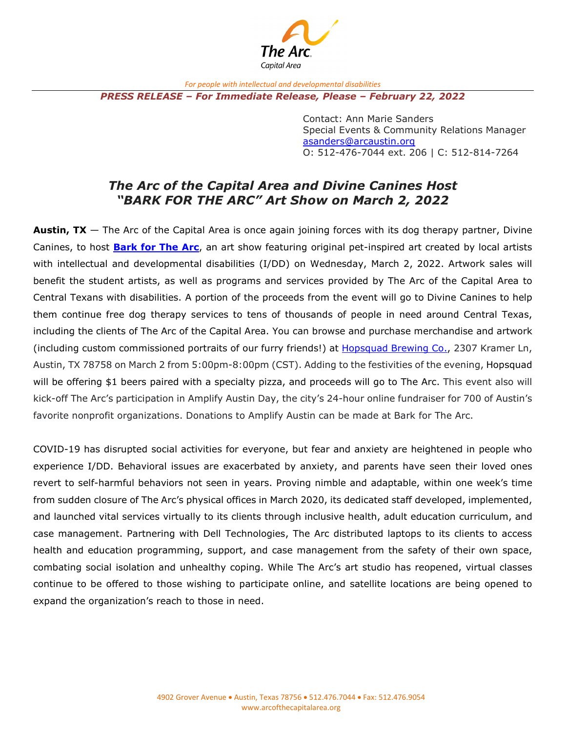The Arc
Capital Area

*For people with intellectual and developmental disabilities*

***PRESS RELEASE – For Immediate Release, Please – February 22, 2022***

Contact: Ann Marie Sanders
Special Events & Community Relations Manager
asanders@arcaustin.org
O: 512-476-7044 ext. 206 | C: 512-814-7264

# *The Arc of the Capital Area and Divine Canines Host "BARK FOR THE ARC" Art Show on March 2, 2022*

**Austin, TX** — The Arc of the Capital Area is once again joining forces with its dog therapy partner, Divine Canines, to host **Bark for The Arc**, an art show featuring original pet-inspired art created by local artists with intellectual and developmental disabilities (I/DD) on Wednesday, March 2, 2022. Artwork sales will benefit the student artists, as well as programs and services provided by The Arc of the Capital Area to Central Texans with disabilities. A portion of the proceeds from the event will go to Divine Canines to help them continue free dog therapy services to tens of thousands of people in need around Central Texas, including the clients of The Arc of the Capital Area. You can browse and purchase merchandise and artwork (including custom commissioned portraits of our furry friends!) at Hopsquad Brewing Co., 2307 Kramer Ln, Austin, TX 78758 on March 2 from 5:00pm-8:00pm (CST). Adding to the festivities of the evening, Hopsquad will be offering $1 beers paired with a specialty pizza, and proceeds will go to The Arc. This event also will kick-off The Arc's participation in Amplify Austin Day, the city's 24-hour online fundraiser for 700 of Austin's favorite nonprofit organizations. Donations to Amplify Austin can be made at Bark for The Arc.

COVID-19 has disrupted social activities for everyone, but fear and anxiety are heightened in people who experience I/DD. Behavioral issues are exacerbated by anxiety, and parents have seen their loved ones revert to self-harmful behaviors not seen in years. Proving nimble and adaptable, within one week's time from sudden closure of The Arc's physical offices in March 2020, its dedicated staff developed, implemented, and launched vital services virtually to its clients through inclusive health, adult education curriculum, and case management. Partnering with Dell Technologies, The Arc distributed laptops to its clients to access health and education programming, support, and case management from the safety of their own space, combating social isolation and unhealthy coping. While The Arc's art studio has reopened, virtual classes continue to be offered to those wishing to participate online, and satellite locations are being opened to expand the organization's reach to those in need.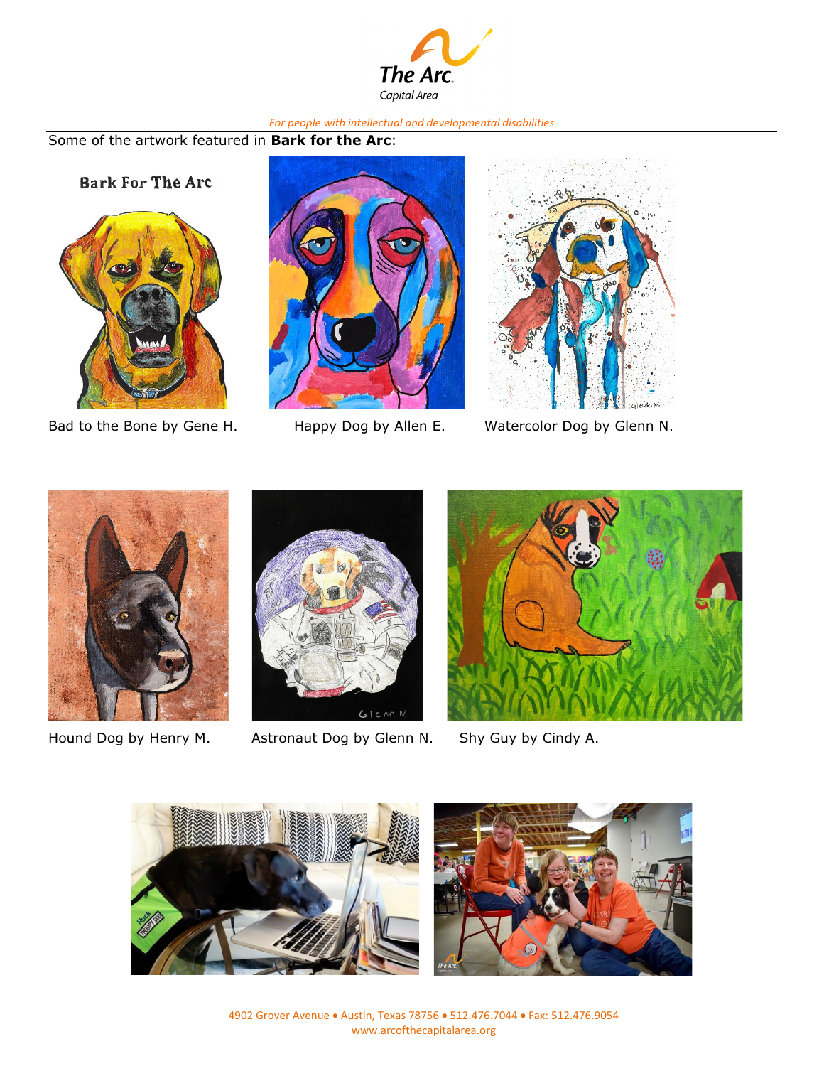Some of the artwork featured in **Bark for the Arc**:

Bad to the Bone by Gene H.

Happy Dog by Allen E.

Watercolor Dog by Glenn N.

Hound Dog by Henry M.

Astronaut Dog by Glenn N.

Shy Guy by Cindy A.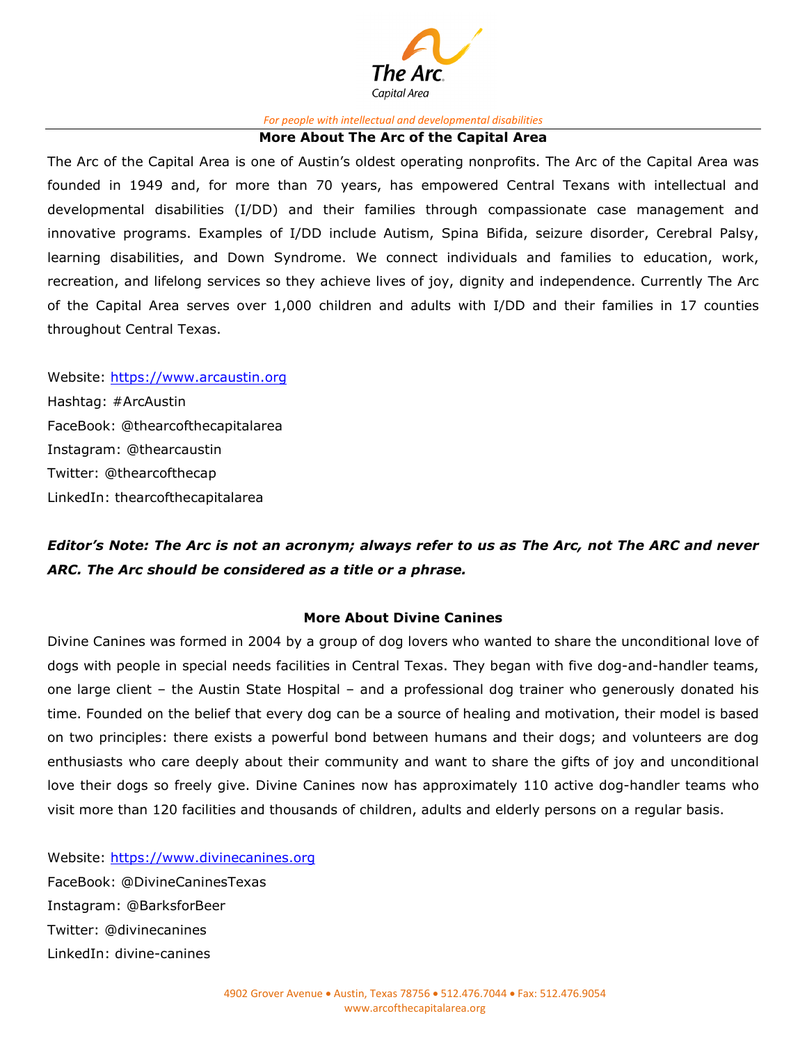The Arc
Capital Area

*For people with intellectual and developmental disabilities*

## More About The Arc of the Capital Area

The Arc of the Capital Area is one of Austin's oldest operating nonprofits. The Arc of the Capital Area was founded in 1949 and, for more than 70 years, has empowered Central Texans with intellectual and developmental disabilities (I/DD) and their families through compassionate case management and innovative programs. Examples of I/DD include Autism, Spina Bifida, seizure disorder, Cerebral Palsy, learning disabilities, and Down Syndrome. We connect individuals and families to education, work, recreation, and lifelong services so they achieve lives of joy, dignity and independence. Currently The Arc of the Capital Area serves over 1,000 children and adults with I/DD and their families in 17 counties throughout Central Texas.

Website: https://www.arcaustin.org
Hashtag: #ArcAustin
FaceBook: @thearcofthecapitalarea
Instagram: @thearcaustin
Twitter: @thearcofthecap
LinkedIn: thearcofthecapitalarea

***Editor's Note: The Arc is not an acronym; always refer to us as The Arc, not The ARC and never ARC. The Arc should be considered as a title or a phrase.***

## More About Divine Canines

Divine Canines was formed in 2004 by a group of dog lovers who wanted to share the unconditional love of dogs with people in special needs facilities in Central Texas. They began with five dog-and-handler teams, one large client – the Austin State Hospital – and a professional dog trainer who generously donated his time. Founded on the belief that every dog can be a source of healing and motivation, their model is based on two principles: there exists a powerful bond between humans and their dogs; and volunteers are dog enthusiasts who care deeply about their community and want to share the gifts of joy and unconditional love their dogs so freely give. Divine Canines now has approximately 110 active dog-handler teams who visit more than 120 facilities and thousands of children, adults and elderly persons on a regular basis.

Website: https://www.divinecanines.org
FaceBook: @DivineCaninesTexas
Instagram: @BarksforBeer
Twitter: @divinecanines
LinkedIn: divine-canines

4902 Grover Avenue • Austin, Texas 78756 • 512.476.7044 • Fax: 512.476.9054
www.arcofthecapitalarea.org